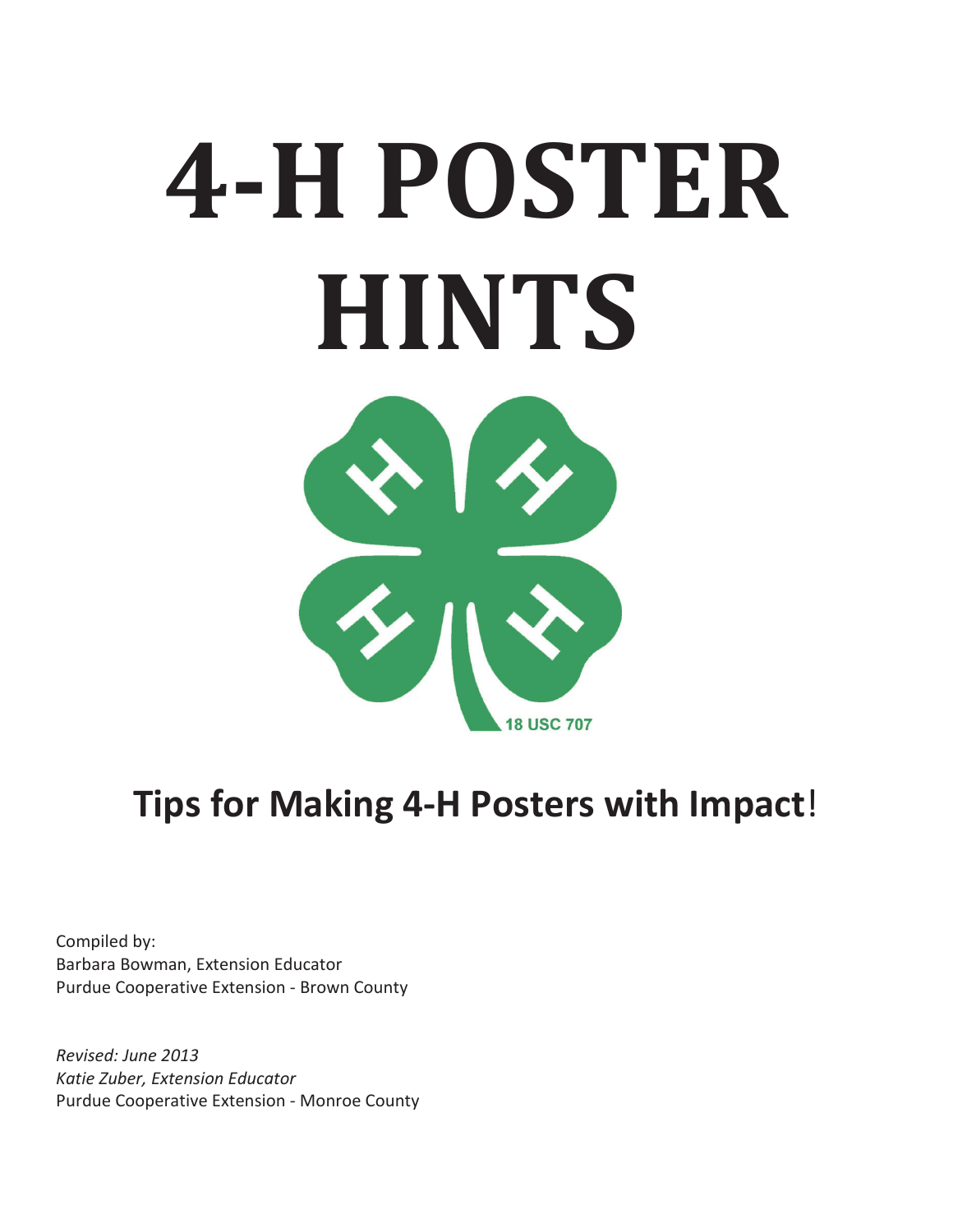# 4-H POSTER HINTS

18 USC 707

## Tips for Making 4-H Posters with Impact!

Compiled by:
Barbara Bowman, Extension Educator
Purdue Cooperative Extension - Brown County

*Revised: June 2013*
*Katie Zuber, Extension Educator*
Purdue Cooperative Extension - Monroe County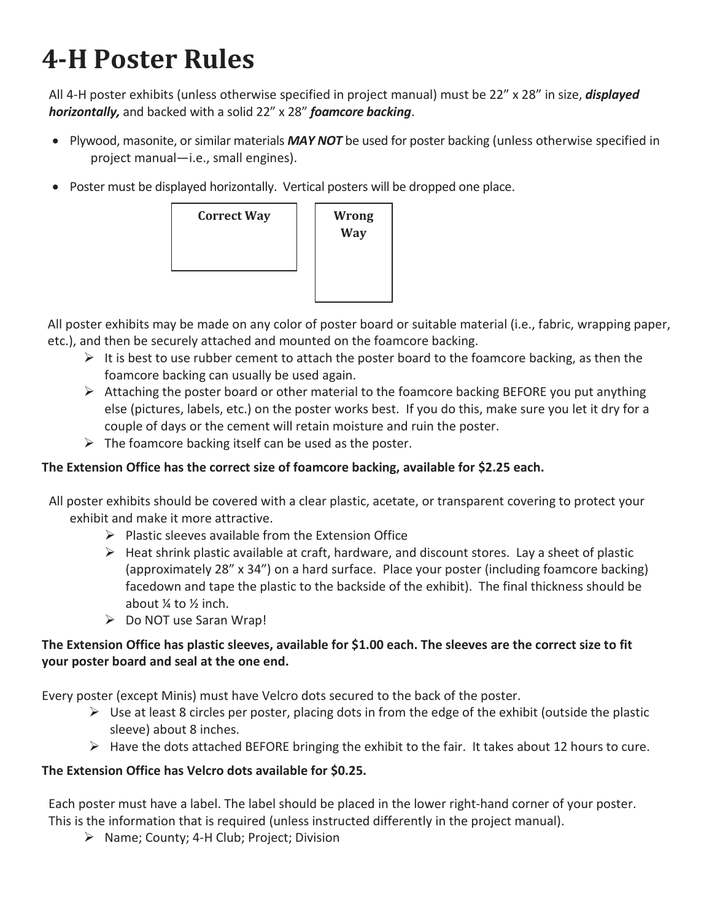# 4-H Poster Rules

All 4-H poster exhibits (unless otherwise specified in project manual) must be 22" x 28" in size, ***displayed horizontally,*** and backed with a solid 22" x 28" ***foamcore backing***.

- Plywood, masonite, or similar materials ***MAY NOT*** be used for poster backing (unless otherwise specified in project manual—i.e., small engines).
- Poster must be displayed horizontally. Vertical posters will be dropped one place.

**Correct Way**

**Wrong Way**

All poster exhibits may be made on any color of poster board or suitable material (i.e., fabric, wrapping paper, etc.), and then be securely attached and mounted on the foamcore backing.

- It is best to use rubber cement to attach the poster board to the foamcore backing, as then the foamcore backing can usually be used again.
- Attaching the poster board or other material to the foamcore backing BEFORE you put anything else (pictures, labels, etc.) on the poster works best. If you do this, make sure you let it dry for a couple of days or the cement will retain moisture and ruin the poster.
- The foamcore backing itself can be used as the poster.

**The Extension Office has the correct size of foamcore backing, available for $2.25 each.**

All poster exhibits should be covered with a clear plastic, acetate, or transparent covering to protect your exhibit and make it more attractive.

- Plastic sleeves available from the Extension Office
- Heat shrink plastic available at craft, hardware, and discount stores. Lay a sheet of plastic (approximately 28" x 34") on a hard surface. Place your poster (including foamcore backing) facedown and tape the plastic to the backside of the exhibit). The final thickness should be about ¼ to ½ inch.
- Do NOT use Saran Wrap!

**The Extension Office has plastic sleeves, available for $1.00 each. The sleeves are the correct size to fit your poster board and seal at the one end.**

Every poster (except Minis) must have Velcro dots secured to the back of the poster.

- Use at least 8 circles per poster, placing dots in from the edge of the exhibit (outside the plastic sleeve) about 8 inches.
- Have the dots attached BEFORE bringing the exhibit to the fair. It takes about 12 hours to cure.

**The Extension Office has Velcro dots available for $0.25.**

Each poster must have a label. The label should be placed in the lower right-hand corner of your poster. This is the information that is required (unless instructed differently in the project manual).

- Name; County; 4-H Club; Project; Division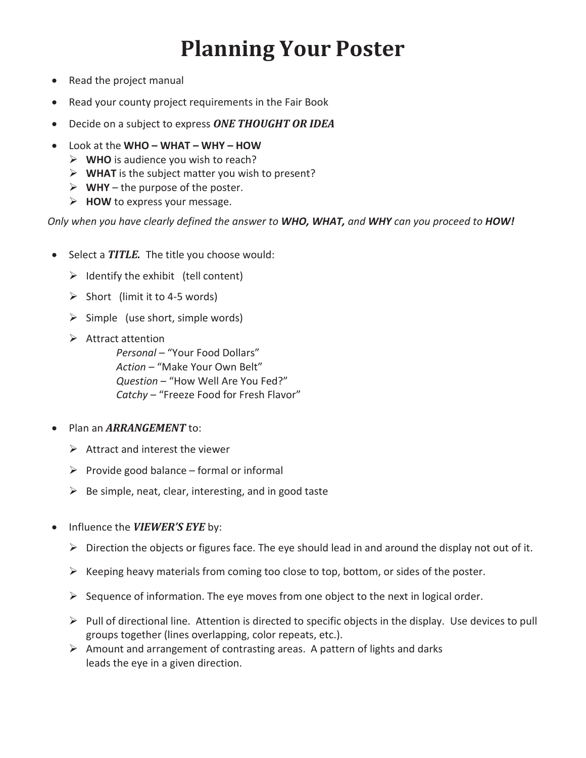# Planning Your Poster

- Read the project manual
- Read your county project requirements in the Fair Book
- Decide on a subject to express ***ONE THOUGHT OR IDEA***
- Look at the **WHO – WHAT – WHY – HOW**
  - **WHO** is audience you wish to reach?
  - **WHAT** is the subject matter you wish to present?
  - **WHY** – the purpose of the poster.
  - **HOW** to express your message.

*Only when you have clearly defined the answer to **WHO, WHAT,** and **WHY** can you proceed to **HOW!***

- Select a ***TITLE.*** The title you choose would:
  - Identify the exhibit (tell content)
  - Short (limit it to 4-5 words)
  - Simple (use short, simple words)
  - Attract attention

    *Personal* – "Your Food Dollars"
    *Action* – "Make Your Own Belt"
    *Question* – "How Well Are You Fed?"
    *Catchy* – "Freeze Food for Fresh Flavor"

- Plan an ***ARRANGEMENT*** to:
  - Attract and interest the viewer
  - Provide good balance – formal or informal
  - Be simple, neat, clear, interesting, and in good taste

- Influence the ***VIEWER'S EYE*** by:
  - Direction the objects or figures face. The eye should lead in and around the display not out of it.
  - Keeping heavy materials from coming too close to top, bottom, or sides of the poster.
  - Sequence of information. The eye moves from one object to the next in logical order.
  - Pull of directional line. Attention is directed to specific objects in the display. Use devices to pull groups together (lines overlapping, color repeats, etc.).
  - Amount and arrangement of contrasting areas. A pattern of lights and darks leads the eye in a given direction.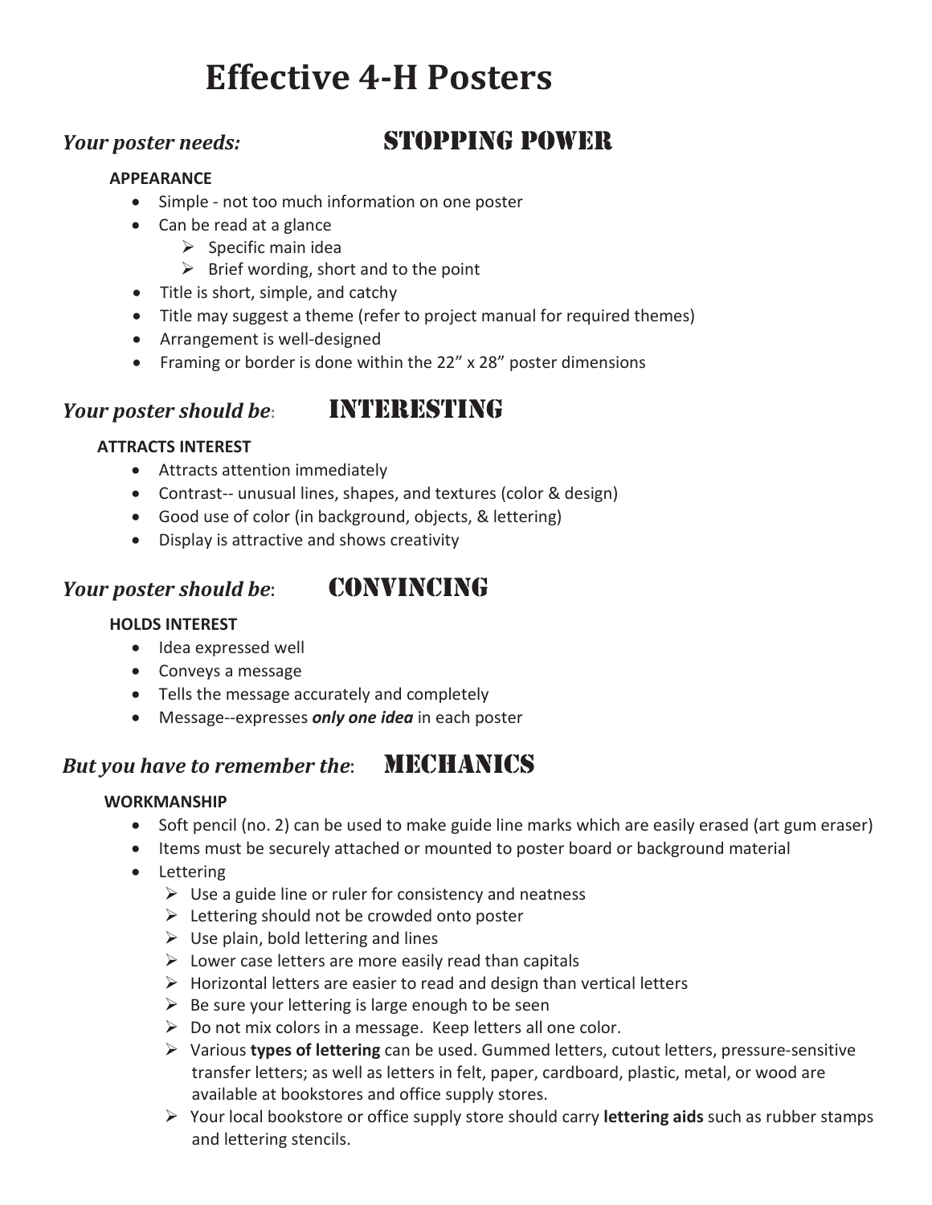# Effective 4-H Posters

## *Your poster needs:* STOPPING POWER

**APPEARANCE**

- Simple - not too much information on one poster
- Can be read at a glance
  - Specific main idea
  - Brief wording, short and to the point
- Title is short, simple, and catchy
- Title may suggest a theme (refer to project manual for required themes)
- Arrangement is well-designed
- Framing or border is done within the 22" x 28" poster dimensions

## *Your poster should be*: INTERESTING

**ATTRACTS INTEREST**

- Attracts attention immediately
- Contrast-- unusual lines, shapes, and textures (color & design)
- Good use of color (in background, objects, & lettering)
- Display is attractive and shows creativity

## *Your poster should be*: CONVINCING

**HOLDS INTEREST**

- Idea expressed well
- Conveys a message
- Tells the message accurately and completely
- Message--expresses ***only one idea*** in each poster

## *But you have to remember the*: MECHANICS

**WORKMANSHIP**

- Soft pencil (no. 2) can be used to make guide line marks which are easily erased (art gum eraser)
- Items must be securely attached or mounted to poster board or background material
- Lettering
  - Use a guide line or ruler for consistency and neatness
  - Lettering should not be crowded onto poster
  - Use plain, bold lettering and lines
  - Lower case letters are more easily read than capitals
  - Horizontal letters are easier to read and design than vertical letters
  - Be sure your lettering is large enough to be seen
  - Do not mix colors in a message. Keep letters all one color.
  - Various **types of lettering** can be used. Gummed letters, cutout letters, pressure-sensitive transfer letters; as well as letters in felt, paper, cardboard, plastic, metal, or wood are available at bookstores and office supply stores.
  - Your local bookstore or office supply store should carry **lettering aids** such as rubber stamps and lettering stencils.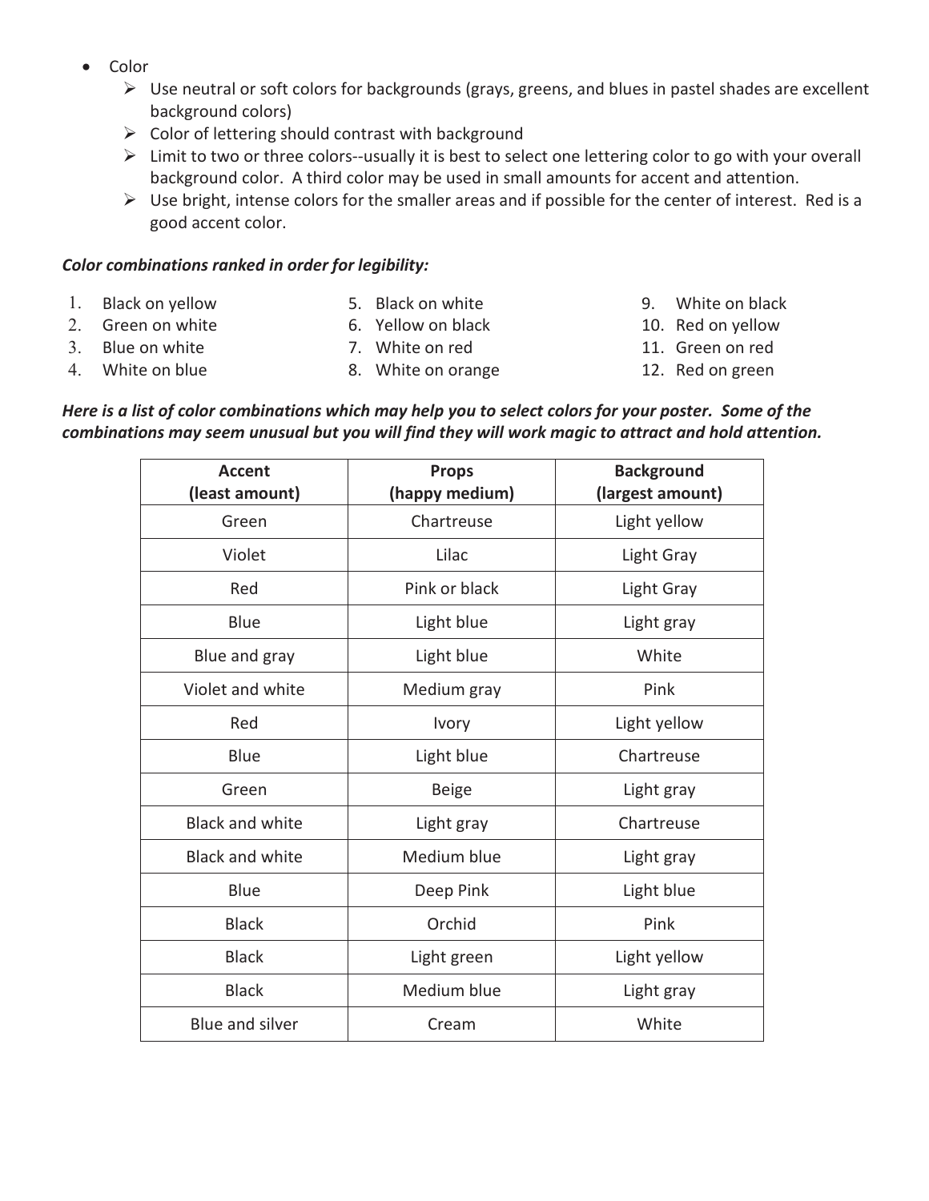- Color
  - Use neutral or soft colors for backgrounds (grays, greens, and blues in pastel shades are excellent background colors)
  - Color of lettering should contrast with background
  - Limit to two or three colors--usually it is best to select one lettering color to go with your overall background color. A third color may be used in small amounts for accent and attention.
  - Use bright, intense colors for the smaller areas and if possible for the center of interest. Red is a good accent color.

***Color combinations ranked in order for legibility:***

1. Black on yellow
2. Green on white
3. Blue on white
4. White on blue
5. Black on white
6. Yellow on black
7. White on red
8. White on orange
9. White on black
10. Red on yellow
11. Green on red
12. Red on green

***Here is a list of color combinations which may help you to select colors for your poster. Some of the combinations may seem unusual but you will find they will work magic to attract and hold attention.***

| Accent (least amount) | Props (happy medium) | Background (largest amount) |
|---|---|---|
| Green | Chartreuse | Light yellow |
| Violet | Lilac | Light Gray |
| Red | Pink or black | Light Gray |
| Blue | Light blue | Light gray |
| Blue and gray | Light blue | White |
| Violet and white | Medium gray | Pink |
| Red | Ivory | Light yellow |
| Blue | Light blue | Chartreuse |
| Green | Beige | Light gray |
| Black and white | Light gray | Chartreuse |
| Black and white | Medium blue | Light gray |
| Blue | Deep Pink | Light blue |
| Black | Orchid | Pink |
| Black | Light green | Light yellow |
| Black | Medium blue | Light gray |
| Blue and silver | Cream | White |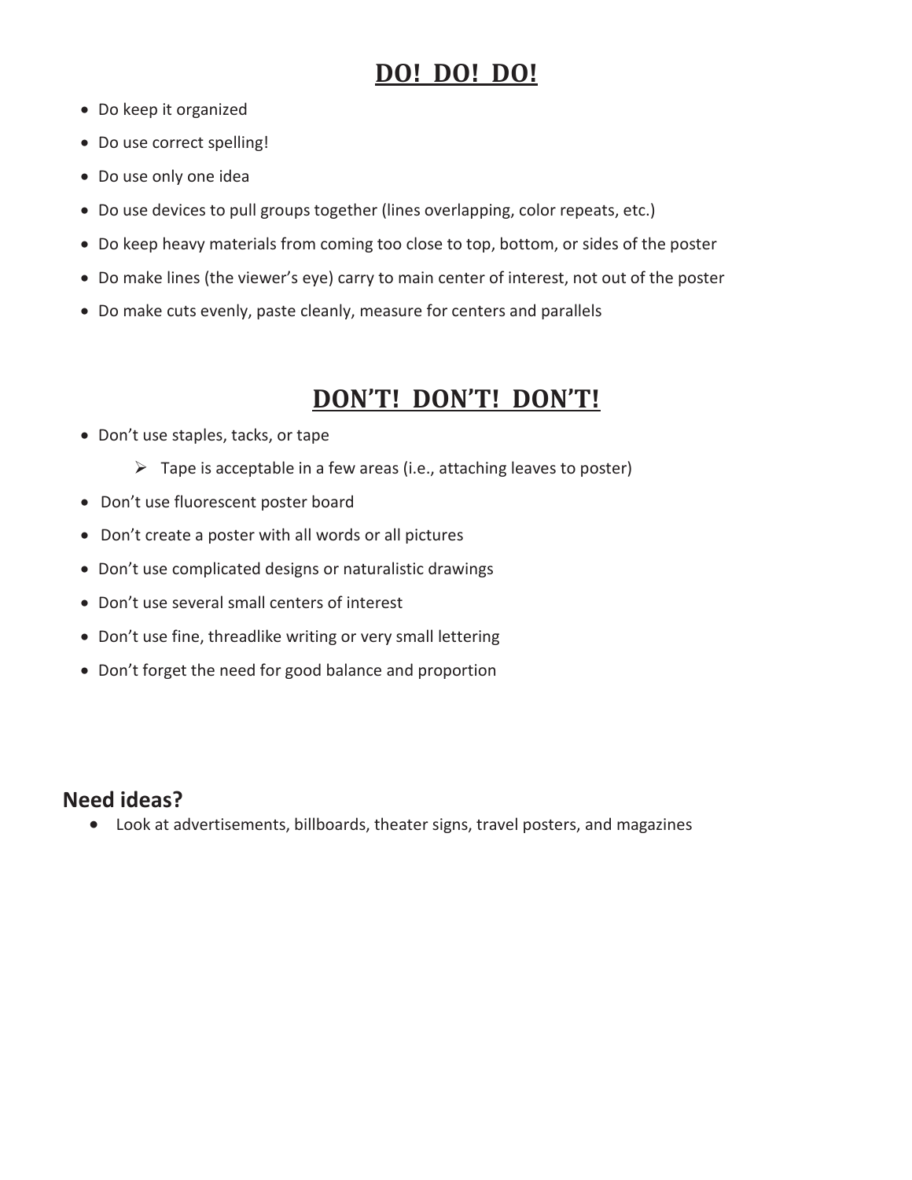## **DO! DO! DO!**

- Do keep it organized
- Do use correct spelling!
- Do use only one idea
- Do use devices to pull groups together (lines overlapping, color repeats, etc.)
- Do keep heavy materials from coming too close to top, bottom, or sides of the poster
- Do make lines (the viewer's eye) carry to main center of interest, not out of the poster
- Do make cuts evenly, paste cleanly, measure for centers and parallels

## **DON'T! DON'T! DON'T!**

- Don't use staples, tacks, or tape
  - Tape is acceptable in a few areas (i.e., attaching leaves to poster)
- Don't use fluorescent poster board
- Don't create a poster with all words or all pictures
- Don't use complicated designs or naturalistic drawings
- Don't use several small centers of interest
- Don't use fine, threadlike writing or very small lettering
- Don't forget the need for good balance and proportion

### **Need ideas?**

- Look at advertisements, billboards, theater signs, travel posters, and magazines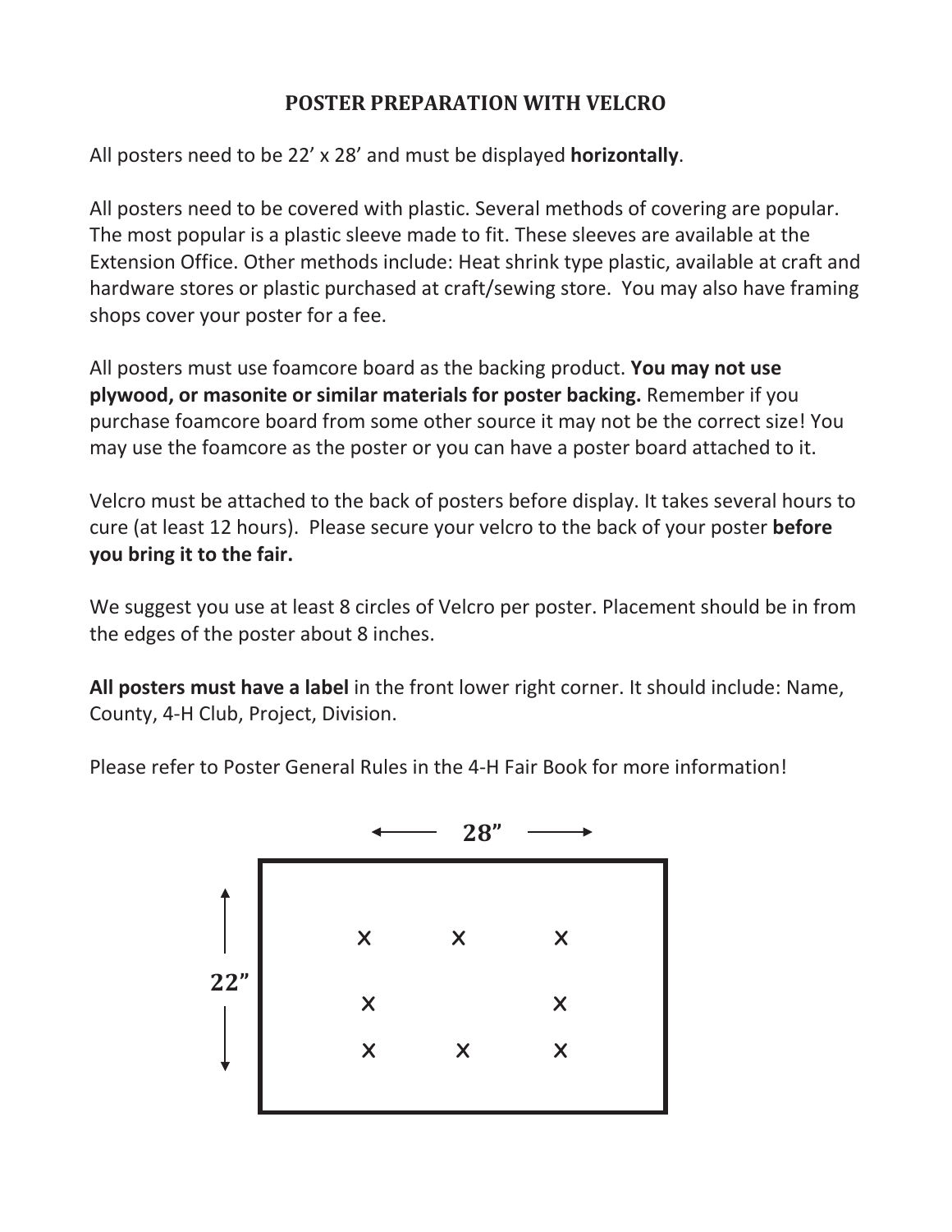# POSTER PREPARATION WITH VELCRO

All posters need to be 22' x 28' and must be displayed **horizontally**.

All posters need to be covered with plastic. Several methods of covering are popular. The most popular is a plastic sleeve made to fit. These sleeves are available at the Extension Office. Other methods include: Heat shrink type plastic, available at craft and hardware stores or plastic purchased at craft/sewing store. You may also have framing shops cover your poster for a fee.

All posters must use foamcore board as the backing product. **You may not use plywood, or masonite or similar materials for poster backing.** Remember if you purchase foamcore board from some other source it may not be the correct size! You may use the foamcore as the poster or you can have a poster board attached to it.

Velcro must be attached to the back of posters before display. It takes several hours to cure (at least 12 hours). Please secure your velcro to the back of your poster **before you bring it to the fair.**

We suggest you use at least 8 circles of Velcro per poster. Placement should be in from the edges of the poster about 8 inches.

**All posters must have a label** in the front lower right corner. It should include: Name, County, 4-H Club, Project, Division.

Please refer to Poster General Rules in the 4-H Fair Book for more information!

28"

22"

x x x

x x

x x x